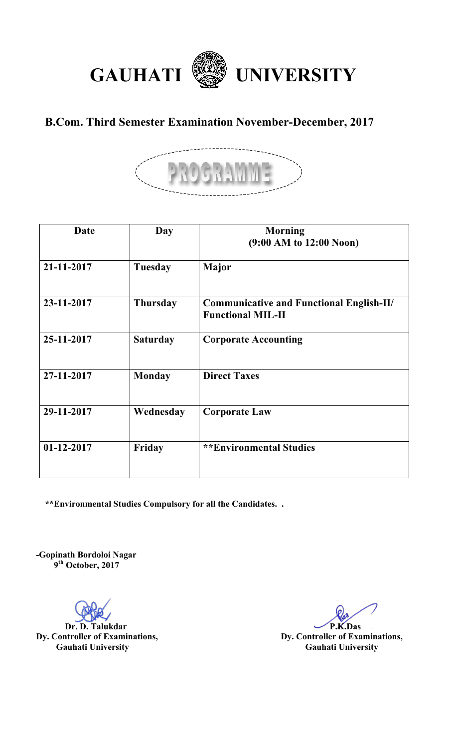# GAUHATI UNIVERSITY

## B.Com. Third Semester Examination November-December, 2017

### PROGRAMME

| Date | Day | Morning (9:00 AM to 12:00 Noon) |
|---|---|---|
| 21-11-2017 | Tuesday | Major |
| 23-11-2017 | Thursday | Communicative and Functional English-II/ Functional MIL-II |
| 25-11-2017 | Saturday | Corporate Accounting |
| 27-11-2017 | Monday | Direct Taxes |
| 29-11-2017 | Wednesday | Corporate Law |
| 01-12-2017 | Friday | **Environmental Studies |

**Environmental Studies Compulsory for all the Candidates. .

-Gopinath Bordoloi Nagar
9th October, 2017

**Dr. D. Talukdar**
**Dy. Controller of Examinations,**
**Gauhati University**

**P.K.Das**
**Dy. Controller of Examinations,**
**Gauhati University**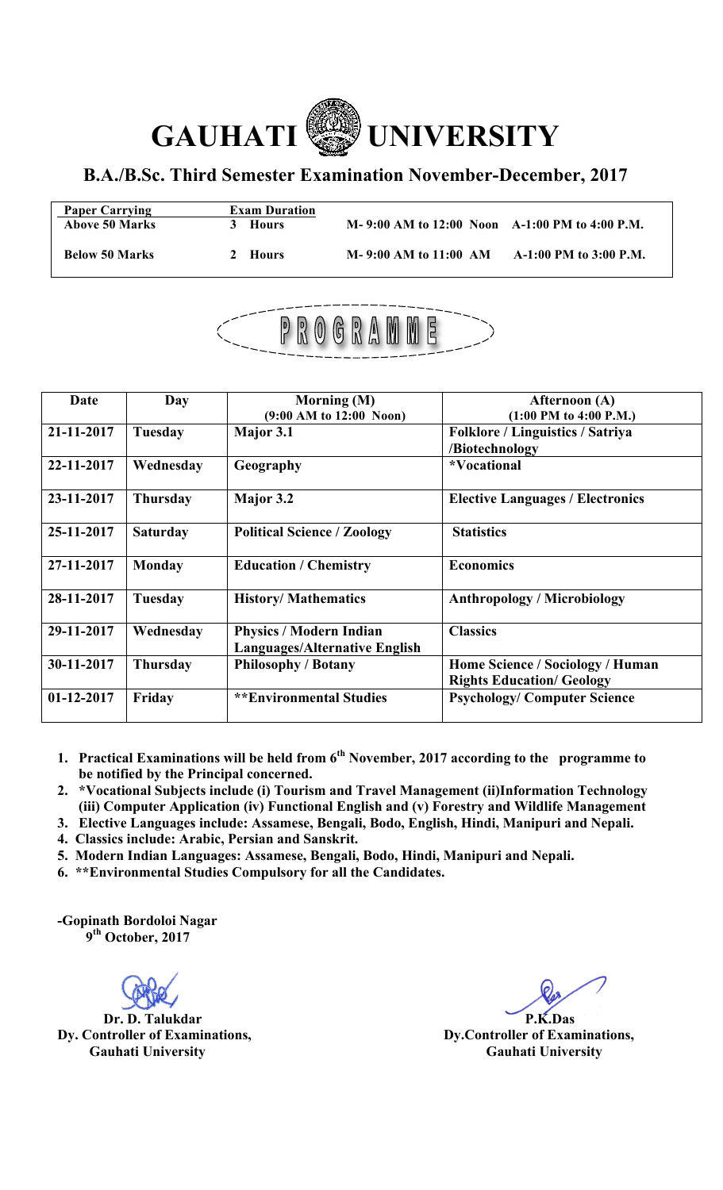# GAUHATI UNIVERSITY

## B.A./B.Sc. Third Semester Examination November-December, 2017

| Paper Carrying | Exam Duration | | |
|---|---|---|---|
| Above 50 Marks | 3 Hours | M- 9:00 AM to 12:00 Noon | A-1:00 PM to 4:00 P.M. |
| Below 50 Marks | 2 Hours | M- 9:00 AM to 11:00 AM | A-1:00 PM to 3:00 P.M. |

## PROGRAMME

| Date | Day | Morning (M) (9:00 AM to 12:00 Noon) | Afternoon (A) (1:00 PM to 4:00 P.M.) |
|---|---|---|---|
| 21-11-2017 | Tuesday | Major 3.1 | Folklore / Linguistics / Satriya /Biotechnology |
| 22-11-2017 | Wednesday | Geography | *Vocational |
| 23-11-2017 | Thursday | Major 3.2 | Elective Languages / Electronics |
| 25-11-2017 | Saturday | Political Science / Zoology | Statistics |
| 27-11-2017 | Monday | Education / Chemistry | Economics |
| 28-11-2017 | Tuesday | History/ Mathematics | Anthropology / Microbiology |
| 29-11-2017 | Wednesday | Physics / Modern Indian Languages/Alternative English | Classics |
| 30-11-2017 | Thursday | Philosophy / Botany | Home Science / Sociology / Human Rights Education/ Geology |
| 01-12-2017 | Friday | **Environmental Studies | Psychology/ Computer Science |

1. **Practical Examinations will be held from 6th November, 2017 according to the programme to be notified by the Principal concerned.**
2. ***Vocational Subjects include (i) Tourism and Travel Management (ii)Information Technology (iii) Computer Application (iv) Functional English and (v) Forestry and Wildlife Management**
3. **Elective Languages include: Assamese, Bengali, Bodo, English, Hindi, Manipuri and Nepali.**
4. **Classics include: Arabic, Persian and Sanskrit.**
5. **Modern Indian Languages: Assamese, Bengali, Bodo, Hindi, Manipuri and Nepali.**
6. ****Environmental Studies Compulsory for all the Candidates.**

**-Gopinath Bordoloi Nagar**
**9th October, 2017**

**Dr. D. Talukdar**
**Dy. Controller of Examinations,**
**Gauhati University**

**P.K.Das**
**Dy.Controller of Examinations,**
**Gauhati University**